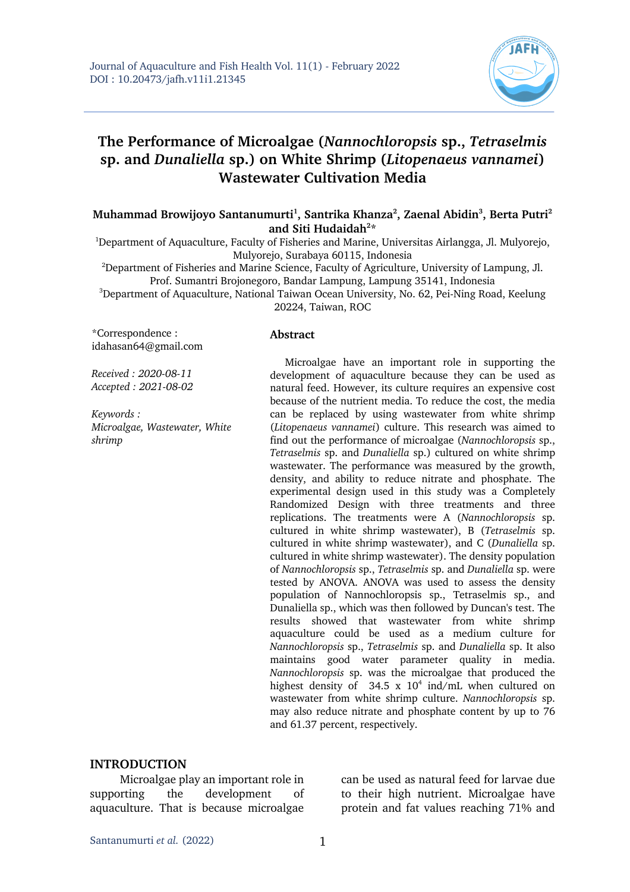# The Performance of Microalgae (*Nannochloropsis* sp., *Tetraselmis* sp. and *Dunaliella* sp.) on White Shrimp (*Litopenaeus vannamei*) Wastewater Cultivation Media

**Muhammad Browijoyo Santanumurti[1], Santrika Khanza[2], Zaenal Abidin[3], Berta Putri[2] and Siti Hudaidah[2]\***

[1]Department of Aquaculture, Faculty of Fisheries and Marine, Universitas Airlangga, Jl. Mulyorejo, Mulyorejo, Surabaya 60115, Indonesia

[2]Department of Fisheries and Marine Science, Faculty of Agriculture, University of Lampung, Jl. Prof. Sumantri Brojonegoro, Bandar Lampung, Lampung 35141, Indonesia

[3]Department of Aquaculture, National Taiwan Ocean University, No. 62, Pei-Ning Road, Keelung 20224, Taiwan, ROC

*Correspondence : idahasan64@gmail.com

*Received : 2020-08-11*
*Accepted : 2021-08-02*

*Keywords : Microalgae, Wastewater, White shrimp*

## Abstract

Microalgae have an important role in supporting the development of aquaculture because they can be used as natural feed. However, its culture requires an expensive cost because of the nutrient media. To reduce the cost, the media can be replaced by using wastewater from white shrimp (*Litopenaeus vannamei*) culture. This research was aimed to find out the performance of microalgae (*Nannochloropsis* sp., *Tetraselmis* sp. and *Dunaliella* sp.) cultured on white shrimp wastewater. The performance was measured by the growth, density, and ability to reduce nitrate and phosphate. The experimental design used in this study was a Completely Randomized Design with three treatments and three replications. The treatments were A (*Nannochloropsis* sp. cultured in white shrimp wastewater), B (*Tetraselmis* sp. cultured in white shrimp wastewater), and C (*Dunaliella* sp. cultured in white shrimp wastewater). The density population of *Nannochloropsis* sp., *Tetraselmis* sp. and *Dunaliella* sp. were tested by ANOVA. ANOVA was used to assess the density population of Nannochloropsis sp., Tetraselmis sp., and Dunaliella sp., which was then followed by Duncan's test. The results showed that wastewater from white shrimp aquaculture could be used as a medium culture for *Nannochloropsis* sp., *Tetraselmis* sp. and *Dunaliella* sp. It also maintains good water parameter quality in media. *Nannochloropsis* sp. was the microalgae that produced the highest density of $34.5 \times 10^4$ ind/mL when cultured on wastewater from white shrimp culture. *Nannochloropsis* sp. may also reduce nitrate and phosphate content by up to 76 and 61.37 percent, respectively.

## INTRODUCTION

Microalgae play an important role in supporting the development of aquaculture. That is because microalgae can be used as natural feed for larvae due to their high nutrient. Microalgae have protein and fat values reaching 71% and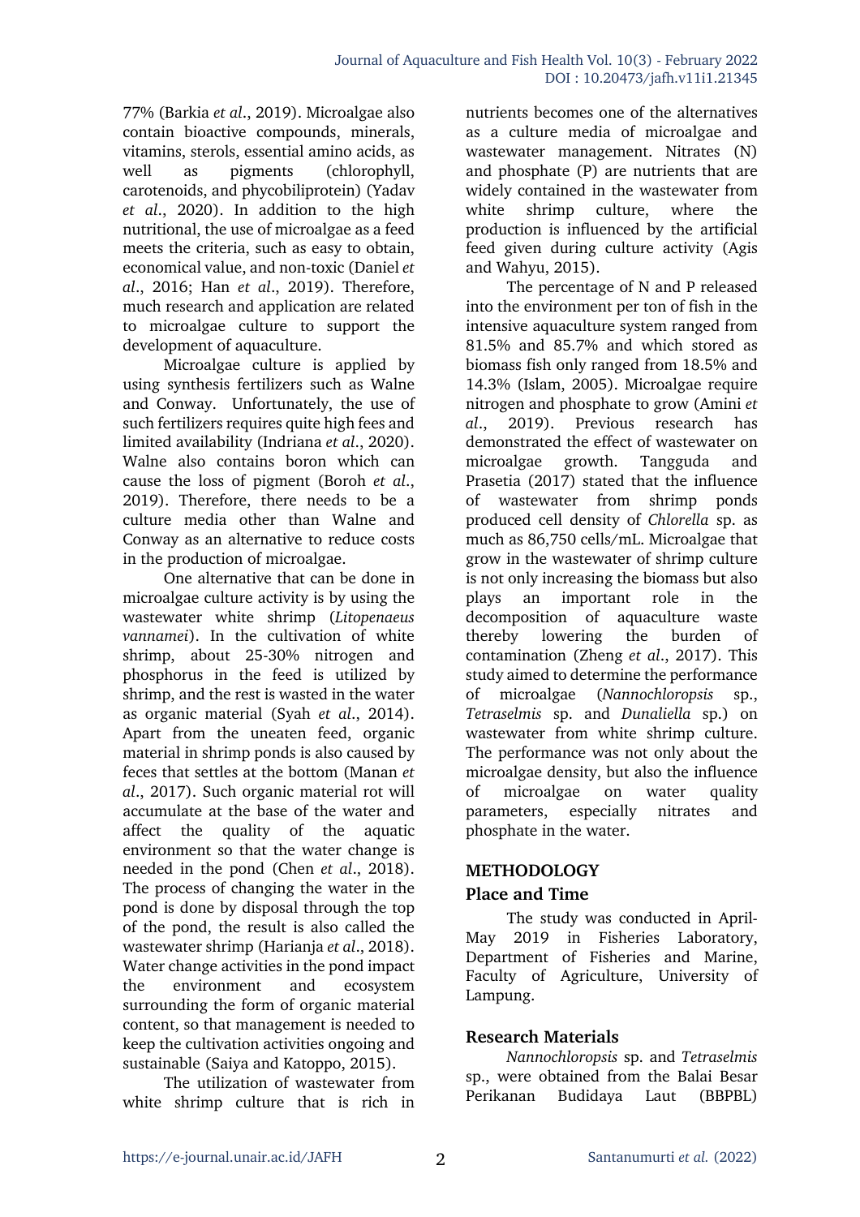77% (Barkia *et al*., 2019). Microalgae also contain bioactive compounds, minerals, vitamins, sterols, essential amino acids, as well as pigments (chlorophyll, carotenoids, and phycobiliprotein) (Yadav *et al*., 2020). In addition to the high nutritional, the use of microalgae as a feed meets the criteria, such as easy to obtain, economical value, and non-toxic (Daniel *et al*., 2016; Han *et al*., 2019). Therefore, much research and application are related to microalgae culture to support the development of aquaculture.

Microalgae culture is applied by using synthesis fertilizers such as Walne and Conway. Unfortunately, the use of such fertilizers requires quite high fees and limited availability (Indriana *et al*., 2020). Walne also contains boron which can cause the loss of pigment (Boroh *et al*., 2019). Therefore, there needs to be a culture media other than Walne and Conway as an alternative to reduce costs in the production of microalgae.

One alternative that can be done in microalgae culture activity is by using the wastewater white shrimp (*Litopenaeus vannamei*). In the cultivation of white shrimp, about 25-30% nitrogen and phosphorus in the feed is utilized by shrimp, and the rest is wasted in the water as organic material (Syah *et al*., 2014). Apart from the uneaten feed, organic material in shrimp ponds is also caused by feces that settles at the bottom (Manan *et al*., 2017). Such organic material rot will accumulate at the base of the water and affect the quality of the aquatic environment so that the water change is needed in the pond (Chen *et al*., 2018). The process of changing the water in the pond is done by disposal through the top of the pond, the result is also called the wastewater shrimp (Harianja *et al*., 2018). Water change activities in the pond impact the environment and ecosystem surrounding the form of organic material content, so that management is needed to keep the cultivation activities ongoing and sustainable (Saiya and Katoppo, 2015).

The utilization of wastewater from white shrimp culture that is rich in nutrients becomes one of the alternatives as a culture media of microalgae and wastewater management. Nitrates (N) and phosphate (P) are nutrients that are widely contained in the wastewater from white shrimp culture, where the production is influenced by the artificial feed given during culture activity (Agis and Wahyu, 2015).

The percentage of N and P released into the environment per ton of fish in the intensive aquaculture system ranged from 81.5% and 85.7% and which stored as biomass fish only ranged from 18.5% and 14.3% (Islam, 2005). Microalgae require nitrogen and phosphate to grow (Amini *et al*., 2019). Previous research has demonstrated the effect of wastewater on microalgae growth. Tangguda and Prasetia (2017) stated that the influence of wastewater from shrimp ponds produced cell density of *Chlorella* sp. as much as 86,750 cells/mL. Microalgae that grow in the wastewater of shrimp culture is not only increasing the biomass but also plays an important role in the decomposition of aquaculture waste thereby lowering the burden of contamination (Zheng *et al*., 2017). This study aimed to determine the performance of microalgae (*Nannochloropsis* sp., *Tetraselmis* sp. and *Dunaliella* sp.) on wastewater from white shrimp culture. The performance was not only about the microalgae density, but also the influence of microalgae on water quality parameters, especially nitrates and phosphate in the water.

## METHODOLOGY

### Place and Time

The study was conducted in April-May 2019 in Fisheries Laboratory, Department of Fisheries and Marine, Faculty of Agriculture, University of Lampung.

### Research Materials

*Nannochloropsis* sp. and *Tetraselmis* sp., were obtained from the Balai Besar Perikanan Budidaya Laut (BBPBL)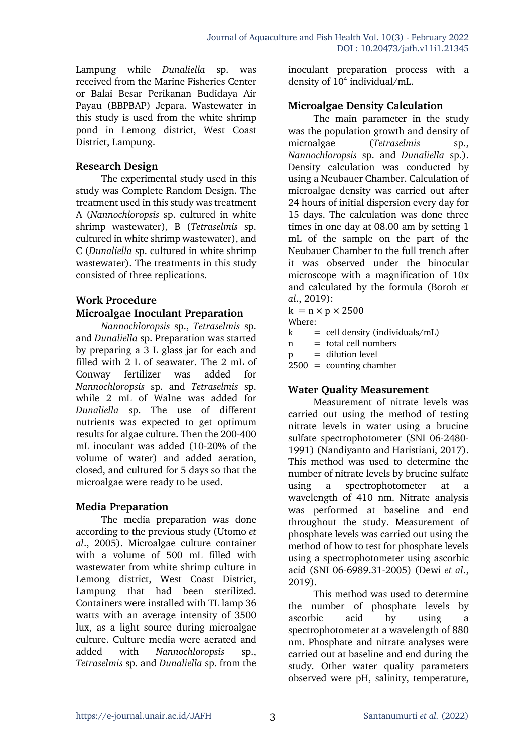Lampung while *Dunaliella* sp. was received from the Marine Fisheries Center or Balai Besar Perikanan Budidaya Air Payau (BBPBAP) Jepara. Wastewater in this study is used from the white shrimp pond in Lemong district, West Coast District, Lampung.

## Research Design

The experimental study used in this study was Complete Random Design. The treatment used in this study was treatment A (*Nannochloropsis* sp. cultured in white shrimp wastewater), B (*Tetraselmis* sp. cultured in white shrimp wastewater), and C (*Dunaliella* sp. cultured in white shrimp wastewater). The treatments in this study consisted of three replications.

## Work Procedure

### Microalgae Inoculant Preparation

*Nannochloropsis* sp., *Tetraselmis* sp. and *Dunaliella* sp. Preparation was started by preparing a 3 L glass jar for each and filled with 2 L of seawater. The 2 mL of Conway fertilizer was added for *Nannochloropsis* sp. and *Tetraselmis* sp. while 2 mL of Walne was added for *Dunaliella* sp. The use of different nutrients was expected to get optimum results for algae culture. Then the 200-400 mL inoculant was added (10-20% of the volume of water) and added aeration, closed, and cultured for 5 days so that the microalgae were ready to be used.

### Media Preparation

The media preparation was done according to the previous study (Utomo *et al*., 2005). Microalgae culture container with a volume of 500 mL filled with wastewater from white shrimp culture in Lemong district, West Coast District, Lampung that had been sterilized. Containers were installed with TL lamp 36 watts with an average intensity of 3500 lux, as a light source during microalgae culture. Culture media were aerated and added with *Nannochloropsis* sp., *Tetraselmis* sp. and *Dunaliella* sp. from the inoculant preparation process with a density of $10^4$ individual/mL.

### Microalgae Density Calculation

The main parameter in the study was the population growth and density of microalgae (*Tetraselmis* sp., *Nannochloropsis* sp. and *Dunaliella* sp.). Density calculation was conducted by using a Neubauer Chamber. Calculation of microalgae density was carried out after 24 hours of initial dispersion every day for 15 days. The calculation was done three times in one day at 08.00 am by setting 1 mL of the sample on the part of the Neubauer Chamber to the full trench after it was observed under the binocular microscope with a magnification of 10x and calculated by the formula (Boroh *et al*., 2019):

$$k = n \times p \times 2500$$

Where:

$k$ = cell density (individuals/mL)
$n$ = total cell numbers
$p$ = dilution level
$2500$ = counting chamber

### Water Quality Measurement

Measurement of nitrate levels was carried out using the method of testing nitrate levels in water using a brucine sulfate spectrophotometer (SNI 06-2480-1991) (Nandiyanto and Haristiani, 2017). This method was used to determine the number of nitrate levels by brucine sulfate using a spectrophotometer at a wavelength of 410 nm. Nitrate analysis was performed at baseline and end throughout the study. Measurement of phosphate levels was carried out using the method of how to test for phosphate levels using a spectrophotometer using ascorbic acid (SNI 06-6989.31-2005) (Dewi *et al*., 2019).

This method was used to determine the number of phosphate levels by ascorbic acid by using a spectrophotometer at a wavelength of 880 nm. Phosphate and nitrate analyses were carried out at baseline and end during the study. Other water quality parameters observed were pH, salinity, temperature,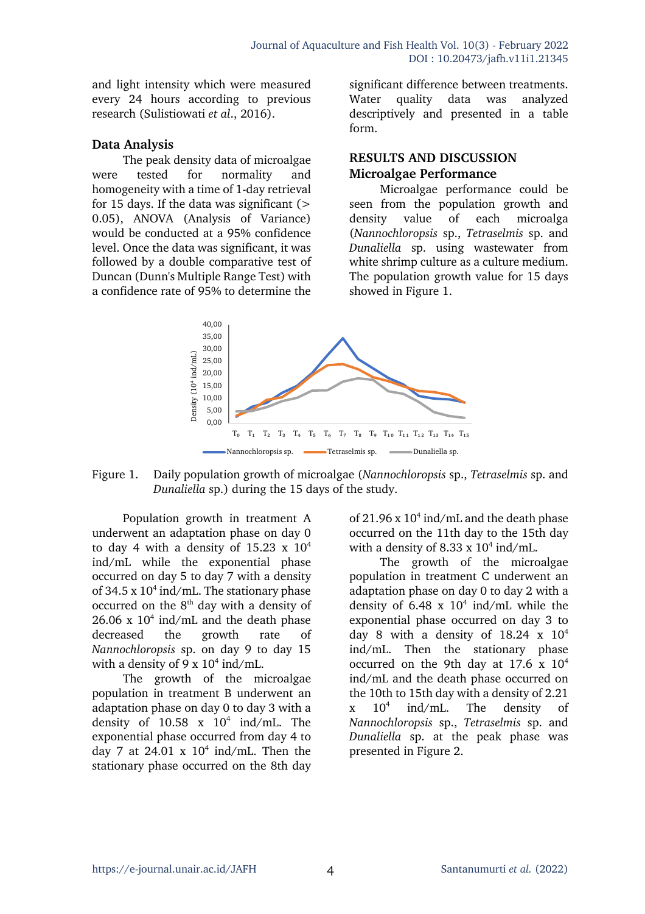and light intensity which were measured every 24 hours according to previous research (Sulistiowati *et al*., 2016).

### Data Analysis

The peak density data of microalgae were tested for normality and homogeneity with a time of 1-day retrieval for 15 days. If the data was significant (> 0.05), ANOVA (Analysis of Variance) would be conducted at a 95% confidence level. Once the data was significant, it was followed by a double comparative test of Duncan (Dunn's Multiple Range Test) with a confidence rate of 95% to determine the significant difference between treatments. Water quality data was analyzed descriptively and presented in a table form.

## RESULTS AND DISCUSSION

### Microalgae Performance

Microalgae performance could be seen from the population growth and density value of each microalga (*Nannochloropsis* sp., *Tetraselmis* sp. and *Dunaliella* sp. using wastewater from white shrimp culture as a culture medium. The population growth value for 15 days showed in Figure 1.

Figure 1. Daily population growth of microalgae (*Nannochloropsis* sp., *Tetraselmis* sp. and *Dunaliella* sp.) during the 15 days of the study.

Population growth in treatment A underwent an adaptation phase on day 0 to day 4 with a density of 15.23 x $10^4$ ind/mL while the exponential phase occurred on day 5 to day 7 with a density of 34.5 x $10^4$ ind/mL. The stationary phase occurred on the 8th day with a density of 26.06 x $10^4$ ind/mL and the death phase decreased the growth rate of *Nannochloropsis* sp. on day 9 to day 15 with a density of 9 x $10^4$ ind/mL.

The growth of the microalgae population in treatment B underwent an adaptation phase on day 0 to day 3 with a density of 10.58 x $10^4$ ind/mL. The exponential phase occurred from day 4 to day 7 at 24.01 x $10^4$ ind/mL. Then the stationary phase occurred on the 8th day of 21.96 x $10^4$ ind/mL and the death phase occurred on the 11th day to the 15th day with a density of 8.33 x $10^4$ ind/mL.

The growth of the microalgae population in treatment C underwent an adaptation phase on day 0 to day 2 with a density of 6.48 x $10^4$ ind/mL while the exponential phase occurred on day 3 to day 8 with a density of 18.24 x $10^4$ ind/mL. Then the stationary phase occurred on the 9th day at 17.6 x $10^4$ ind/mL and the death phase occurred on the 10th to 15th day with a density of 2.21 x $10^4$ ind/mL. The density of *Nannochloropsis* sp., *Tetraselmis* sp. and *Dunaliella* sp. at the peak phase was presented in Figure 2.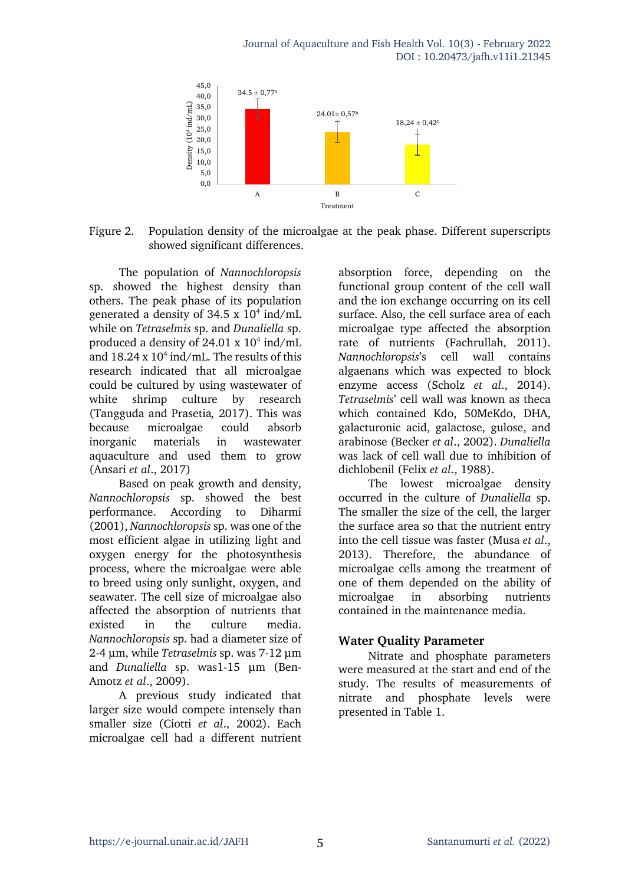Figure 2. Population density of the microalgae at the peak phase. Different superscripts showed significant differences.

The population of *Nannochloropsis* sp. showed the highest density than others. The peak phase of its population generated a density of 34.5 x $10^4$ ind/mL while on *Tetraselmis* sp. and *Dunaliella* sp. produced a density of 24.01 x $10^4$ ind/mL and 18.24 x $10^4$ ind/mL. The results of this research indicated that all microalgae could be cultured by using wastewater of white shrimp culture by research (Tangguda and Prasetia*,* 2017). This was because microalgae could absorb inorganic materials in wastewater aquaculture and used them to grow (Ansari *et al*., 2017)

Based on peak growth and density, *Nannochloropsis* sp. showed the best performance. According to Diharmi (2001), *Nannochloropsis* sp. was one of the most efficient algae in utilizing light and oxygen energy for the photosynthesis process, where the microalgae were able to breed using only sunlight, oxygen, and seawater. The cell size of microalgae also affected the absorption of nutrients that existed in the culture media. *Nannochloropsis* sp. had a diameter size of 2-4 µm, while *Tetraselmis* sp. was 7-12 µm and *Dunaliella* sp. was1-15 µm (Ben-Amotz *et al*., 2009).

A previous study indicated that larger size would compete intensely than smaller size (Ciotti *et al*., 2002). Each microalgae cell had a different nutrient absorption force, depending on the functional group content of the cell wall and the ion exchange occurring on its cell surface. Also, the cell surface area of each microalgae type affected the absorption rate of nutrients (Fachrullah, 2011). *Nannochloropsis*'s cell wall contains algaenans which was expected to block enzyme access (Scholz *et al*., 2014). *Tetraselmis*' cell wall was known as theca which contained Kdo, 50MeKdo, DHA, galacturonic acid, galactose, gulose, and arabinose (Becker *et al*., 2002). *Dunaliella* was lack of cell wall due to inhibition of dichlobenil (Felix *et al*., 1988).

The lowest microalgae density occurred in the culture of *Dunaliella* sp. The smaller the size of the cell, the larger the surface area so that the nutrient entry into the cell tissue was faster (Musa *et al*., 2013). Therefore, the abundance of microalgae cells among the treatment of one of them depended on the ability of microalgae in absorbing nutrients contained in the maintenance media.

## Water Quality Parameter

Nitrate and phosphate parameters were measured at the start and end of the study. The results of measurements of nitrate and phosphate levels were presented in Table 1.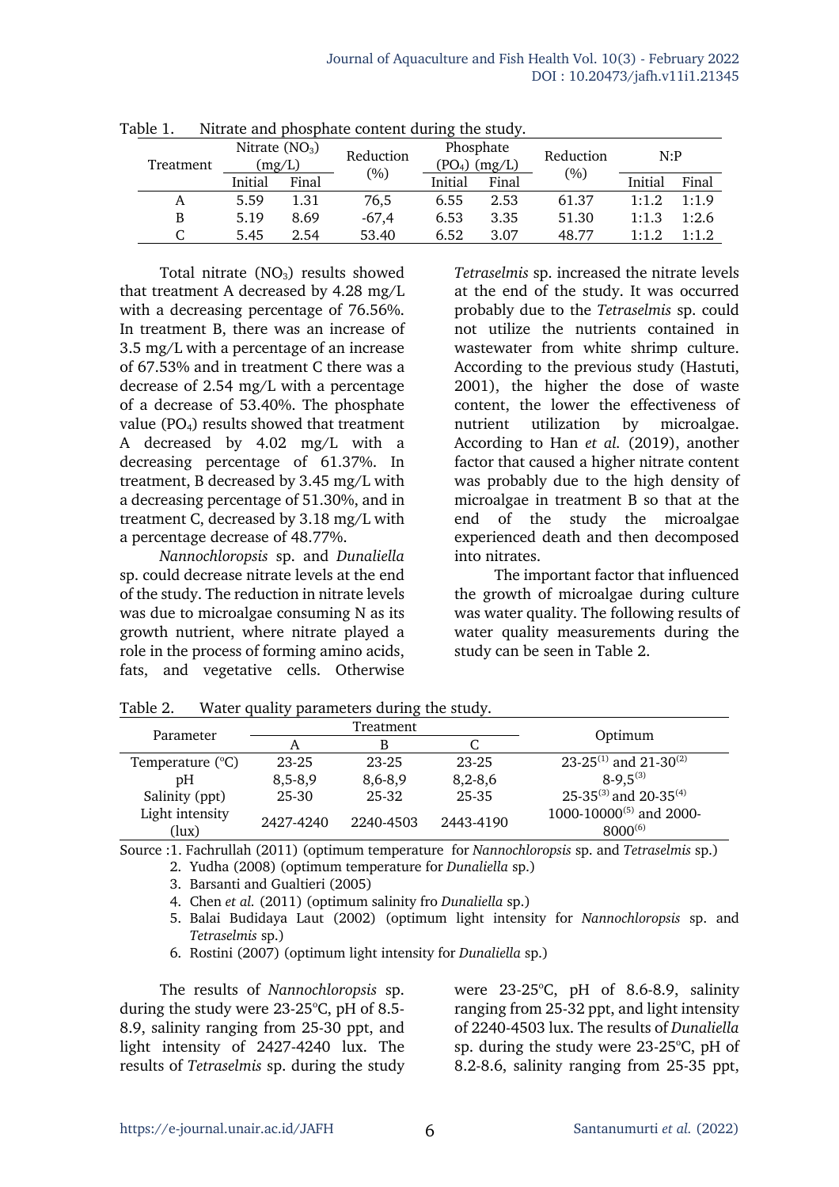Table 1. Nitrate and phosphate content during the study.

| Treatment | Nitrate ($NO_3$) (mg/L) | | Reduction (%) | Phosphate ($PO_4$) (mg/L) | | Reduction (%) | N:P | |
|---|---|---|---|---|---|---|---|---|
| | Initial | Final | | Initial | Final | | Initial | Final |
| A | 5.59 | 1.31 | 76,5 | 6.55 | 2.53 | 61.37 | 1:1.2 | 1:1.9 |
| B | 5.19 | 8.69 | -67,4 | 6.53 | 3.35 | 51.30 | 1:1.3 | 1:2.6 |
| C | 5.45 | 2.54 | 53.40 | 6.52 | 3.07 | 48.77 | 1:1.2 | 1:1.2 |

Total nitrate ($NO_3$) results showed that treatment A decreased by 4.28 mg/L with a decreasing percentage of 76.56%. In treatment B, there was an increase of 3.5 mg/L with a percentage of an increase of 67.53% and in treatment C there was a decrease of 2.54 mg/L with a percentage of a decrease of 53.40%. The phosphate value ($PO_4$) results showed that treatment A decreased by 4.02 mg/L with a decreasing percentage of 61.37%. In treatment, B decreased by 3.45 mg/L with a decreasing percentage of 51.30%, and in treatment C, decreased by 3.18 mg/L with a percentage decrease of 48.77%.

*Nannochloropsis* sp. and *Dunaliella* sp. could decrease nitrate levels at the end of the study. The reduction in nitrate levels was due to microalgae consuming N as its growth nutrient, where nitrate played a role in the process of forming amino acids, fats, and vegetative cells. Otherwise *Tetraselmis* sp. increased the nitrate levels at the end of the study. It was occurred probably due to the *Tetraselmis* sp. could not utilize the nutrients contained in wastewater from white shrimp culture. According to the previous study (Hastuti, 2001), the higher the dose of waste content, the lower the effectiveness of nutrient utilization by microalgae. According to Han *et al.* (2019), another factor that caused a higher nitrate content was probably due to the high density of microalgae in treatment B so that at the end of the study the microalgae experienced death and then decomposed into nitrates.

The important factor that influenced the growth of microalgae during culture was water quality. The following results of water quality measurements during the study can be seen in Table 2.

Table 2. Water quality parameters during the study.

| Parameter | Treatment | | | Optimum |
|---|---|---|---|---|
| | A | B | C | |
| Temperature (°C) | 23-25 | 23-25 | 23-25 | 23-25[(1)] and 21-30[(2)] |
| pH | 8,5-8,9 | 8,6-8,9 | 8,2-8,6 | 8-9,5[(3)] |
| Salinity (ppt) | 25-30 | 25-32 | 25-35 | 25-35[(3)] and 20-35[(4)] |
| Light intensity (lux) | 2427-4240 | 2240-4503 | 2443-4190 | 1000-10000[(5)] and 2000-8000[(6)] |

Source :1. Fachrullah (2011) (optimum temperature for *Nannochloropsis* sp. and *Tetraselmis* sp.)
2. Yudha (2008) (optimum temperature for *Dunaliella* sp.)
3. Barsanti and Gualtieri (2005)
4. Chen *et al.* (2011) (optimum salinity fro *Dunaliella* sp.)
5. Balai Budidaya Laut (2002) (optimum light intensity for *Nannochloropsis* sp. and *Tetraselmis* sp.)
6. Rostini (2007) (optimum light intensity for *Dunaliella* sp.)

The results of *Nannochloropsis* sp. during the study were 23-25°C, pH of 8.5-8.9, salinity ranging from 25-30 ppt, and light intensity of 2427-4240 lux. The results of *Tetraselmis* sp. during the study were 23-25°C, pH of 8.6-8.9, salinity ranging from 25-32 ppt, and light intensity of 2240-4503 lux. The results of *Dunaliella* sp. during the study were 23-25°C, pH of 8.2-8.6, salinity ranging from 25-35 ppt,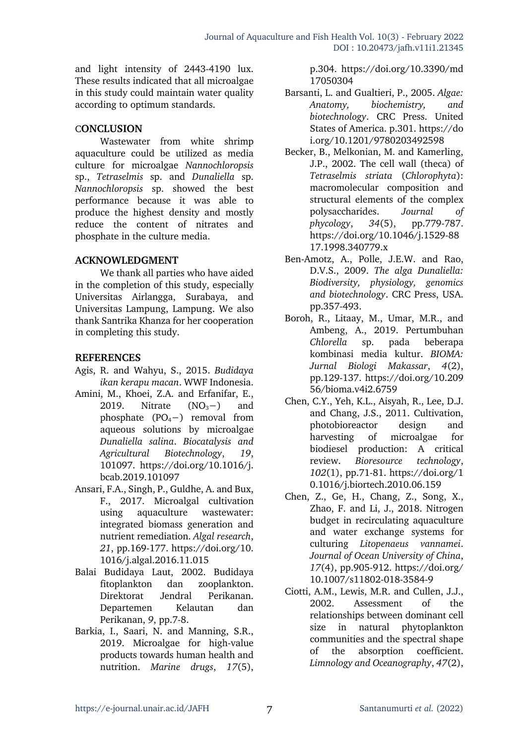and light intensity of 2443-4190 lux. These results indicated that all microalgae in this study could maintain water quality according to optimum standards.

## CONCLUSION

Wastewater from white shrimp aquaculture could be utilized as media culture for microalgae *Nannochloropsis* sp., *Tetraselmis* sp. and *Dunaliella* sp. *Nannochloropsis* sp. showed the best performance because it was able to produce the highest density and mostly reduce the content of nitrates and phosphate in the culture media.

## ACKNOWLEDGMENT

We thank all parties who have aided in the completion of this study, especially Universitas Airlangga, Surabaya, and Universitas Lampung, Lampung. We also thank Santrika Khanza for her cooperation in completing this study.

## REFERENCES

Agis, R. and Wahyu, S., 2015. *Budidaya ikan kerapu macan*. WWF Indonesia.

Amini, M., Khoei, Z.A. and Erfanifar, E., 2019. Nitrate ($NO_3-$) and phosphate ($PO_4-$) removal from aqueous solutions by microalgae *Dunaliella salina*. *Biocatalysis and Agricultural Biotechnology*, *19*, 101097. https://doi.org/10.1016/j.bcab.2019.101097

Ansari, F.A., Singh, P., Guldhe, A. and Bux, F., 2017. Microalgal cultivation using aquaculture wastewater: integrated biomass generation and nutrient remediation. *Algal research*, *21*, pp.169-177. https://doi.org/10.1016/j.algal.2016.11.015

Balai Budidaya Laut, 2002. Budidaya fitoplankton dan zooplankton. Direktorat Jendral Perikanan. Departemen Kelautan dan Perikanan, *9*, pp.7-8.

Barkia, I., Saari, N. and Manning, S.R., 2019. Microalgae for high-value products towards human health and nutrition. *Marine drugs*, *17*(5), p.304. https://doi.org/10.3390/md17050304

Barsanti, L. and Gualtieri, P., 2005. *Algae: Anatomy, biochemistry, and biotechnology*. CRC Press. United States of America. p.301. https://doi.org/10.1201/9780203492598

Becker, B., Melkonian, M. and Kamerling, J.P., 2002. The cell wall (theca) of *Tetraselmis striata* (*Chlorophyta*): macromolecular composition and structural elements of the complex polysaccharides. *Journal of phycology*, *34*(5), pp.779-787. https://doi.org/10.1046/j.1529-8817.1998.340779.x

Ben-Amotz, A., Polle, J.E.W. and Rao, D.V.S., 2009. *The alga Dunaliella: Biodiversity, physiology, genomics and biotechnology*. CRC Press, USA. pp.357-493.

Boroh, R., Litaay, M., Umar, M.R., and Ambeng, A., 2019. Pertumbuhan *Chlorella* sp. pada beberapa kombinasi media kultur. *BIOMA: Jurnal Biologi Makassar*, *4*(2), pp.129-137. https://doi.org/10.20956/bioma.v4i2.6759

Chen, C.Y., Yeh, K.L., Aisyah, R., Lee, D.J. and Chang, J.S., 2011. Cultivation, photobioreactor design and harvesting of microalgae for biodiesel production: A critical review. *Bioresource technology*, *102*(1), pp.71-81. https://doi.org/10.1016/j.biortech.2010.06.159

Chen, Z., Ge, H., Chang, Z., Song, X., Zhao, F. and Li, J., 2018. Nitrogen budget in recirculating aquaculture and water exchange systems for culturing *Litopenaeus vannamei*. *Journal of Ocean University of China*, *17*(4), pp.905-912. https://doi.org/10.1007/s11802-018-3584-9

Ciotti, A.M., Lewis, M.R. and Cullen, J.J., 2002. Assessment of the relationships between dominant cell size in natural phytoplankton communities and the spectral shape of the absorption coefficient. *Limnology and Oceanography*, *47*(2),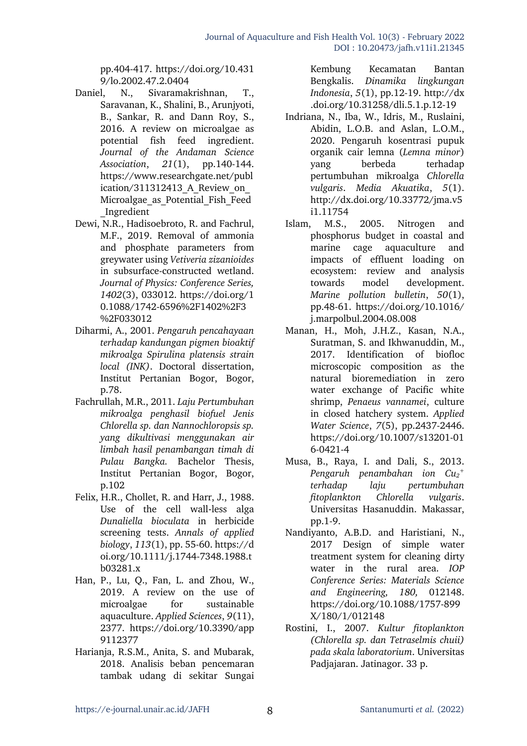pp.404-417. https://doi.org/10.4319/lo.2002.47.2.0404

Daniel, N., Sivaramakrishnan, T., Saravanan, K., Shalini, B., Arunjyoti, B., Sankar, R. and Dann Roy, S., 2016. A review on microalgae as potential fish feed ingredient. *Journal of the Andaman Science Association*, *21*(1), pp.140-144. https://www.researchgate.net/publication/311312413_A_Review_on_Microalgae_as_Potential_Fish_Feed_Ingredient

Dewi, N.R., Hadisoebroto, R. and Fachrul, M.F., 2019. Removal of ammonia and phosphate parameters from greywater using *Vetiveria zizanioides* in subsurface-constructed wetland. *Journal of Physics: Conference Series, 1402*(3), 033012. https://doi.org/10.1088/1742-6596%2F1402%2F3%2F033012

Diharmi, A., 2001. *Pengaruh pencahayaan terhadap kandungan pigmen bioaktif mikroalga Spirulina platensis strain local (INK)*. Doctoral dissertation, Institut Pertanian Bogor, Bogor, p.78.

Fachrullah, M.R., 2011. *Laju Pertumbuhan mikroalga penghasil biofuel Jenis Chlorella sp. dan Nannochloropsis sp. yang dikultivasi menggunakan air limbah hasil penambangan timah di Pulau Bangka.* Bachelor Thesis, Institut Pertanian Bogor, Bogor, p.102

Felix, H.R., Chollet, R. and Harr, J., 1988. Use of the cell wall-less alga *Dunaliella bioculata* in herbicide screening tests. *Annals of applied biology*, *113*(1), pp. 55-60. https://doi.org/10.1111/j.1744-7348.1988.tb03281.x

Han, P., Lu, Q., Fan, L. and Zhou, W., 2019. A review on the use of microalgae for sustainable aquaculture. *Applied Sciences*, *9*(11), 2377. https://doi.org/10.3390/app9112377

Harianja, R.S.M., Anita, S. and Mubarak, 2018. Analisis beban pencemaran tambak udang di sekitar Sungai Kembung Kecamatan Bantan Bengkalis. *Dinamika lingkungan Indonesia*, *5*(1), pp.12-19. http://dx.doi.org/10.31258/dli.5.1.p.12-19

Indriana, N., Iba, W., Idris, M., Ruslaini, Abidin, L.O.B. and Aslan, L.O.M., 2020. Pengaruh kosentrasi pupuk organik cair lemna (*Lemna minor*) yang berbeda terhadap pertumbuhan mikroalga *Chlorella vulgaris*. *Media Akuatika*, *5*(1). http://dx.doi.org/10.33772/jma.v5i1.11754

Islam, M.S., 2005. Nitrogen and phosphorus budget in coastal and marine cage aquaculture and impacts of effluent loading on ecosystem: review and analysis towards model development. *Marine pollution bulletin*, *50*(1), pp.48-61. https://doi.org/10.1016/j.marpolbul.2004.08.008

Manan, H., Moh, J.H.Z., Kasan, N.A., Suratman, S. and Ikhwanuddin, M., 2017. Identification of biofloc microscopic composition as the natural bioremediation in zero water exchange of Pacific white shrimp, *Penaeus vannamei*, culture in closed hatchery system. *Applied Water Science*, *7*(5), pp.2437-2446. https://doi.org/10.1007/s13201-016-0421-4

Musa, B., Raya, I. and Dali, S., 2013. *Pengaruh penambahan ion $Cu_2^+$ terhadap laju pertumbuhan fitoplankton Chlorella vulgaris*. Universitas Hasanuddin. Makassar, pp.1-9.

Nandiyanto, A.B.D. and Haristiani, N., 2017 Design of simple water treatment system for cleaning dirty water in the rural area. *IOP Conference Series: Materials Science and Engineering, 180,* 012148. https://doi.org/10.1088/1757-899X/180/1/012148

Rostini, I., 2007. *Kultur fitoplankton (Chlorella sp. dan Tetraselmis chuii) pada skala laboratorium*. Universitas Padjajaran. Jatinagor. 33 p.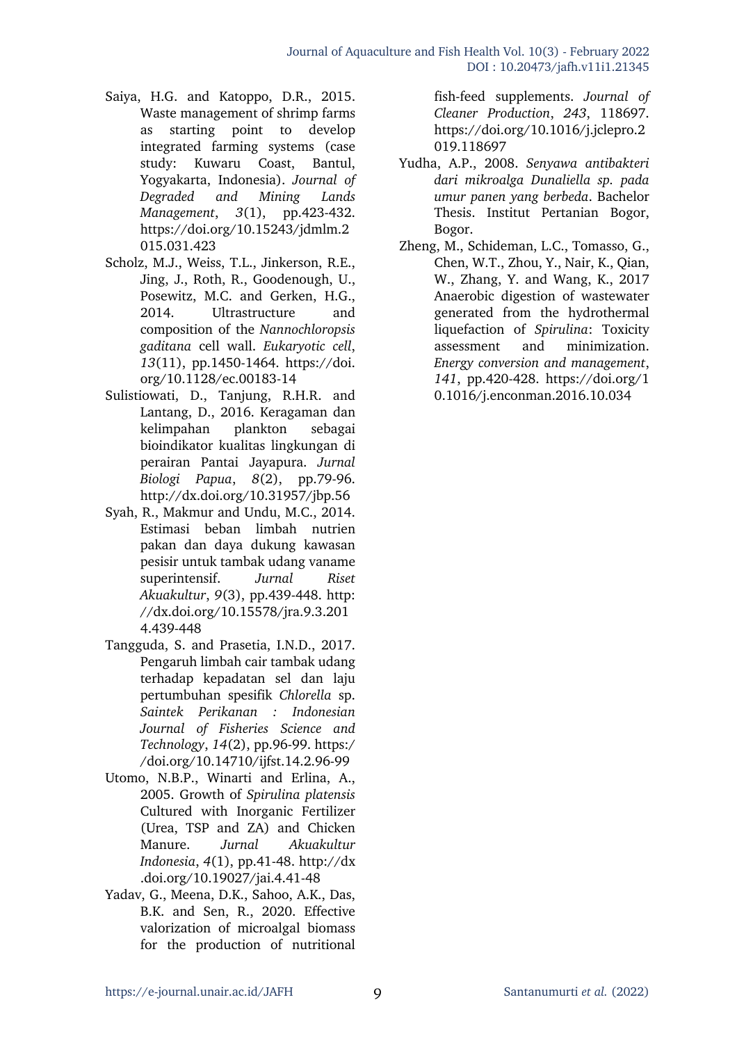Saiya, H.G. and Katoppo, D.R., 2015. Waste management of shrimp farms as starting point to develop integrated farming systems (case study: Kuwaru Coast, Bantul, Yogyakarta, Indonesia). *Journal of Degraded and Mining Lands Management*, *3*(1), pp.423-432. https://doi.org/10.15243/jdmlm.2015.031.423

Scholz, M.J., Weiss, T.L., Jinkerson, R.E., Jing, J., Roth, R., Goodenough, U., Posewitz, M.C. and Gerken, H.G., 2014. Ultrastructure and composition of the *Nannochloropsis gaditana* cell wall. *Eukaryotic cell*, *13*(11), pp.1450-1464. https://doi.org/10.1128/ec.00183-14

Sulistiowati, D., Tanjung, R.H.R. and Lantang, D., 2016. Keragaman dan kelimpahan plankton sebagai bioindikator kualitas lingkungan di perairan Pantai Jayapura. *Jurnal Biologi Papua*, *8*(2), pp.79-96. http://dx.doi.org/10.31957/jbp.56

Syah, R., Makmur and Undu, M.C., 2014. Estimasi beban limbah nutrien pakan dan daya dukung kawasan pesisir untuk tambak udang vaname superintensif. *Jurnal Riset Akuakultur*, *9*(3), pp.439-448. http://dx.doi.org/10.15578/jra.9.3.2014.439-448

Tangguda, S. and Prasetia, I.N.D., 2017. Pengaruh limbah cair tambak udang terhadap kepadatan sel dan laju pertumbuhan spesifik *Chlorella* sp. *Saintek Perikanan : Indonesian Journal of Fisheries Science and Technology*, *14*(2), pp.96-99. https://doi.org/10.14710/ijfst.14.2.96-99

Utomo, N.B.P., Winarti and Erlina, A., 2005. Growth of *Spirulina platensis* Cultured with Inorganic Fertilizer (Urea, TSP and ZA) and Chicken Manure. *Jurnal Akuakultur Indonesia*, *4*(1), pp.41-48. http://dx.doi.org/10.19027/jai.4.41-48

Yadav, G., Meena, D.K., Sahoo, A.K., Das, B.K. and Sen, R., 2020. Effective valorization of microalgal biomass for the production of nutritional fish-feed supplements. *Journal of Cleaner Production*, *243*, 118697. https://doi.org/10.1016/j.jclepro.2019.118697

Yudha, A.P., 2008. *Senyawa antibakteri dari mikroalga Dunaliella sp. pada umur panen yang berbeda*. Bachelor Thesis. Institut Pertanian Bogor, Bogor.

Zheng, M., Schideman, L.C., Tomasso, G., Chen, W.T., Zhou, Y., Nair, K., Qian, W., Zhang, Y. and Wang, K., 2017 Anaerobic digestion of wastewater generated from the hydrothermal liquefaction of *Spirulina*: Toxicity assessment and minimization. *Energy conversion and management*, *141*, pp.420-428. https://doi.org/10.1016/j.enconman.2016.10.034